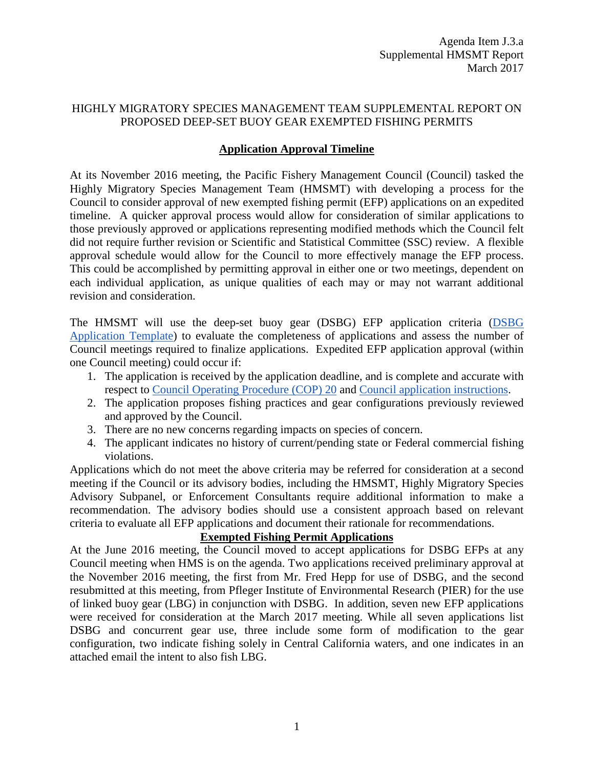Agenda Item J.3.a
Supplemental HMSMT Report
March 2017

# HIGHLY MIGRATORY SPECIES MANAGEMENT TEAM SUPPLEMENTAL REPORT ON PROPOSED DEEP-SET BUOY GEAR EXEMPTED FISHING PERMITS

## Application Approval Timeline

At its November 2016 meeting, the Pacific Fishery Management Council (Council) tasked the Highly Migratory Species Management Team (HMSMT) with developing a process for the Council to consider approval of new exempted fishing permit (EFP) applications on an expedited timeline. A quicker approval process would allow for consideration of similar applications to those previously approved or applications representing modified methods which the Council felt did not require further revision or Scientific and Statistical Committee (SSC) review. A flexible approval schedule would allow for the Council to more effectively manage the EFP process. This could be accomplished by permitting approval in either one or two meetings, dependent on each individual application, as unique qualities of each may or may not warrant additional revision and consideration.

The HMSMT will use the deep-set buoy gear (DSBG) EFP application criteria (DSBG Application Template) to evaluate the completeness of applications and assess the number of Council meetings required to finalize applications. Expedited EFP application approval (within one Council meeting) could occur if:

1. The application is received by the application deadline, and is complete and accurate with respect to Council Operating Procedure (COP) 20 and Council application instructions.
2. The application proposes fishing practices and gear configurations previously reviewed and approved by the Council.
3. There are no new concerns regarding impacts on species of concern.
4. The applicant indicates no history of current/pending state or Federal commercial fishing violations.

Applications which do not meet the above criteria may be referred for consideration at a second meeting if the Council or its advisory bodies, including the HMSMT, Highly Migratory Species Advisory Subpanel, or Enforcement Consultants require additional information to make a recommendation. The advisory bodies should use a consistent approach based on relevant criteria to evaluate all EFP applications and document their rationale for recommendations.

## Exempted Fishing Permit Applications

At the June 2016 meeting, the Council moved to accept applications for DSBG EFPs at any Council meeting when HMS is on the agenda. Two applications received preliminary approval at the November 2016 meeting, the first from Mr. Fred Hepp for use of DSBG, and the second resubmitted at this meeting, from Pfleger Institute of Environmental Research (PIER) for the use of linked buoy gear (LBG) in conjunction with DSBG. In addition, seven new EFP applications were received for consideration at the March 2017 meeting. While all seven applications list DSBG and concurrent gear use, three include some form of modification to the gear configuration, two indicate fishing solely in Central California waters, and one indicates in an attached email the intent to also fish LBG.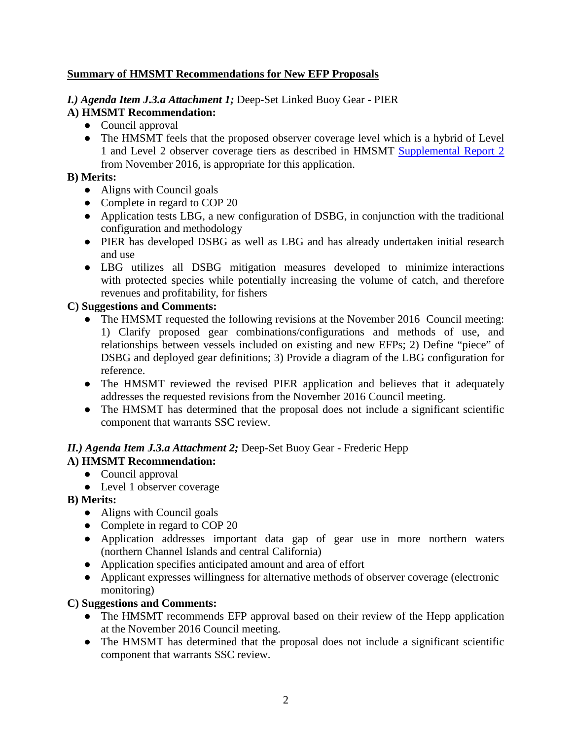## Summary of HMSMT Recommendations for New EFP Proposals

### *I.) Agenda Item J.3.a Attachment 1;* Deep-Set Linked Buoy Gear - PIER

**A) HMSMT Recommendation:**

- Council approval
- The HMSMT feels that the proposed observer coverage level which is a hybrid of Level 1 and Level 2 observer coverage tiers as described in HMSMT Supplemental Report 2 from November 2016, is appropriate for this application.

**B) Merits:**

- Aligns with Council goals
- Complete in regard to COP 20
- Application tests LBG, a new configuration of DSBG, in conjunction with the traditional configuration and methodology
- PIER has developed DSBG as well as LBG and has already undertaken initial research and use
- LBG utilizes all DSBG mitigation measures developed to minimize interactions with protected species while potentially increasing the volume of catch, and therefore revenues and profitability, for fishers

**C) Suggestions and Comments:**

- The HMSMT requested the following revisions at the November 2016 Council meeting: 1) Clarify proposed gear combinations/configurations and methods of use, and relationships between vessels included on existing and new EFPs; 2) Define "piece" of DSBG and deployed gear definitions; 3) Provide a diagram of the LBG configuration for reference.
- The HMSMT reviewed the revised PIER application and believes that it adequately addresses the requested revisions from the November 2016 Council meeting.
- The HMSMT has determined that the proposal does not include a significant scientific component that warrants SSC review.

### *II.) Agenda Item J.3.a Attachment 2;* Deep-Set Buoy Gear - Frederic Hepp

**A) HMSMT Recommendation:**

- Council approval
- Level 1 observer coverage

**B) Merits:**

- Aligns with Council goals
- Complete in regard to COP 20
- Application addresses important data gap of gear use in more northern waters (northern Channel Islands and central California)
- Application specifies anticipated amount and area of effort
- Applicant expresses willingness for alternative methods of observer coverage (electronic monitoring)

**C) Suggestions and Comments:**

- The HMSMT recommends EFP approval based on their review of the Hepp application at the November 2016 Council meeting.
- The HMSMT has determined that the proposal does not include a significant scientific component that warrants SSC review.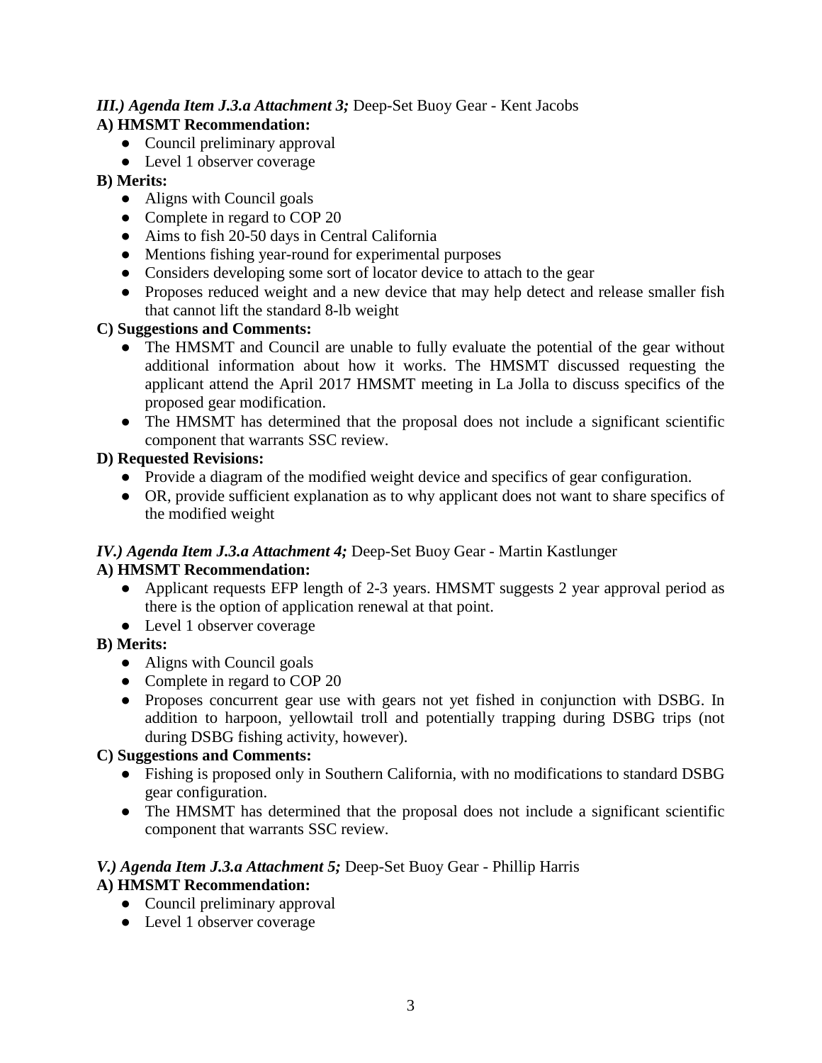***III.) Agenda Item J.3.a Attachment 3;*** Deep-Set Buoy Gear - Kent Jacobs

**A) HMSMT Recommendation:**

- Council preliminary approval
- Level 1 observer coverage

**B) Merits:**

- Aligns with Council goals
- Complete in regard to COP 20
- Aims to fish 20-50 days in Central California
- Mentions fishing year-round for experimental purposes
- Considers developing some sort of locator device to attach to the gear
- Proposes reduced weight and a new device that may help detect and release smaller fish that cannot lift the standard 8-lb weight

**C) Suggestions and Comments:**

- The HMSMT and Council are unable to fully evaluate the potential of the gear without additional information about how it works. The HMSMT discussed requesting the applicant attend the April 2017 HMSMT meeting in La Jolla to discuss specifics of the proposed gear modification.
- The HMSMT has determined that the proposal does not include a significant scientific component that warrants SSC review.

**D) Requested Revisions:**

- Provide a diagram of the modified weight device and specifics of gear configuration.
- OR, provide sufficient explanation as to why applicant does not want to share specifics of the modified weight

***IV.) Agenda Item J.3.a Attachment 4;*** Deep-Set Buoy Gear - Martin Kastlunger

**A) HMSMT Recommendation:**

- Applicant requests EFP length of 2-3 years. HMSMT suggests 2 year approval period as there is the option of application renewal at that point.
- Level 1 observer coverage

**B) Merits:**

- Aligns with Council goals
- Complete in regard to COP 20
- Proposes concurrent gear use with gears not yet fished in conjunction with DSBG. In addition to harpoon, yellowtail troll and potentially trapping during DSBG trips (not during DSBG fishing activity, however).

**C) Suggestions and Comments:**

- Fishing is proposed only in Southern California, with no modifications to standard DSBG gear configuration.
- The HMSMT has determined that the proposal does not include a significant scientific component that warrants SSC review.

***V.) Agenda Item J.3.a Attachment 5;*** Deep-Set Buoy Gear - Phillip Harris

**A) HMSMT Recommendation:**

- Council preliminary approval
- Level 1 observer coverage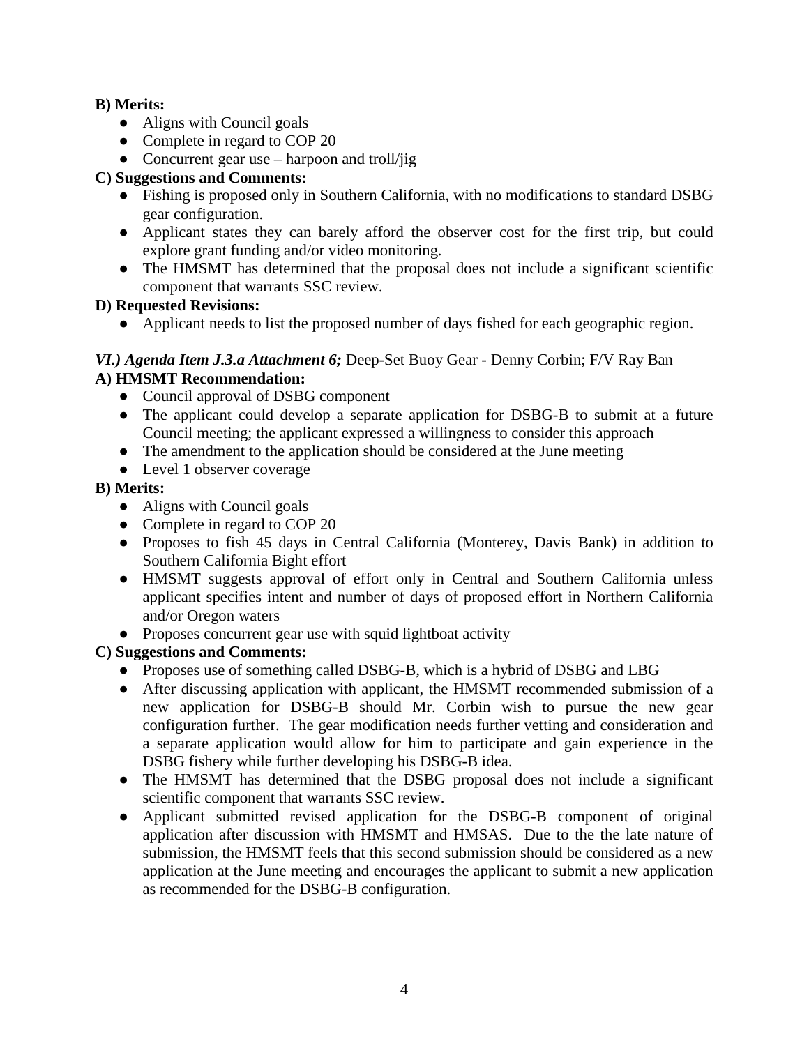**B) Merits:**

- Aligns with Council goals
- Complete in regard to COP 20
- Concurrent gear use – harpoon and troll/jig

**C) Suggestions and Comments:**

- Fishing is proposed only in Southern California, with no modifications to standard DSBG gear configuration.
- Applicant states they can barely afford the observer cost for the first trip, but could explore grant funding and/or video monitoring.
- The HMSMT has determined that the proposal does not include a significant scientific component that warrants SSC review.

**D) Requested Revisions:**

- Applicant needs to list the proposed number of days fished for each geographic region.

***VI.) Agenda Item J.3.a Attachment 6;*** Deep-Set Buoy Gear - Denny Corbin; F/V Ray Ban

**A) HMSMT Recommendation:**

- Council approval of DSBG component
- The applicant could develop a separate application for DSBG-B to submit at a future Council meeting; the applicant expressed a willingness to consider this approach
- The amendment to the application should be considered at the June meeting
- Level 1 observer coverage

**B) Merits:**

- Aligns with Council goals
- Complete in regard to COP 20
- Proposes to fish 45 days in Central California (Monterey, Davis Bank) in addition to Southern California Bight effort
- HMSMT suggests approval of effort only in Central and Southern California unless applicant specifies intent and number of days of proposed effort in Northern California and/or Oregon waters
- Proposes concurrent gear use with squid lightboat activity

**C) Suggestions and Comments:**

- Proposes use of something called DSBG-B, which is a hybrid of DSBG and LBG
- After discussing application with applicant, the HMSMT recommended submission of a new application for DSBG-B should Mr. Corbin wish to pursue the new gear configuration further. The gear modification needs further vetting and consideration and a separate application would allow for him to participate and gain experience in the DSBG fishery while further developing his DSBG-B idea.
- The HMSMT has determined that the DSBG proposal does not include a significant scientific component that warrants SSC review.
- Applicant submitted revised application for the DSBG-B component of original application after discussion with HMSMT and HMSAS. Due to the the late nature of submission, the HMSMT feels that this second submission should be considered as a new application at the June meeting and encourages the applicant to submit a new application as recommended for the DSBG-B configuration.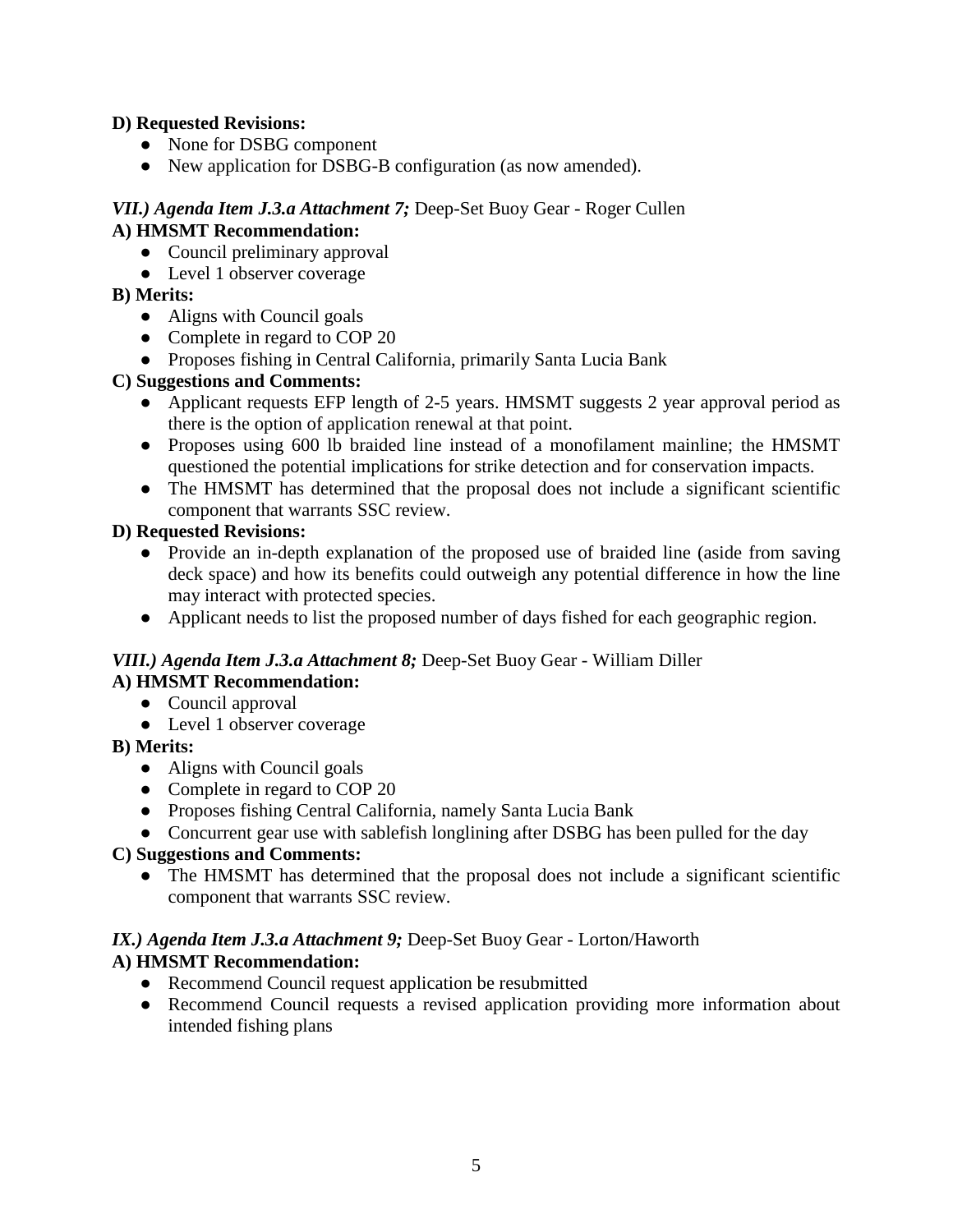**D) Requested Revisions:**

- None for DSBG component
- New application for DSBG-B configuration (as now amended).

***VII.) Agenda Item J.3.a Attachment 7;*** Deep-Set Buoy Gear - Roger Cullen

**A) HMSMT Recommendation:**

- Council preliminary approval
- Level 1 observer coverage

**B) Merits:**

- Aligns with Council goals
- Complete in regard to COP 20
- Proposes fishing in Central California, primarily Santa Lucia Bank

**C) Suggestions and Comments:**

- Applicant requests EFP length of 2-5 years. HMSMT suggests 2 year approval period as there is the option of application renewal at that point.
- Proposes using 600 lb braided line instead of a monofilament mainline; the HMSMT questioned the potential implications for strike detection and for conservation impacts.
- The HMSMT has determined that the proposal does not include a significant scientific component that warrants SSC review.

**D) Requested Revisions:**

- Provide an in-depth explanation of the proposed use of braided line (aside from saving deck space) and how its benefits could outweigh any potential difference in how the line may interact with protected species.
- Applicant needs to list the proposed number of days fished for each geographic region.

***VIII.) Agenda Item J.3.a Attachment 8;*** Deep-Set Buoy Gear - William Diller

**A) HMSMT Recommendation:**

- Council approval
- Level 1 observer coverage

**B) Merits:**

- Aligns with Council goals
- Complete in regard to COP 20
- Proposes fishing Central California, namely Santa Lucia Bank
- Concurrent gear use with sablefish longlining after DSBG has been pulled for the day

**C) Suggestions and Comments:**

- The HMSMT has determined that the proposal does not include a significant scientific component that warrants SSC review.

***IX.) Agenda Item J.3.a Attachment 9;*** Deep-Set Buoy Gear - Lorton/Haworth

**A) HMSMT Recommendation:**

- Recommend Council request application be resubmitted
- Recommend Council requests a revised application providing more information about intended fishing plans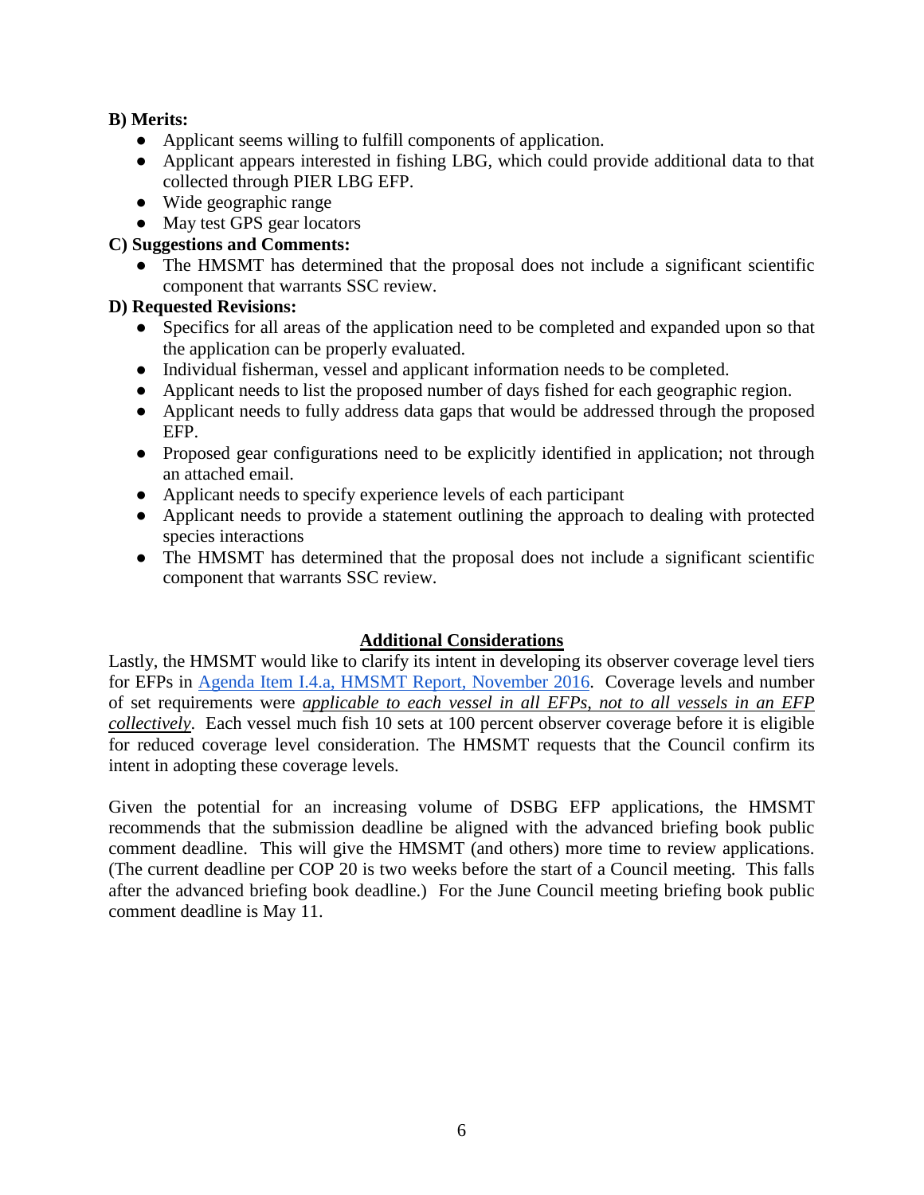**B) Merits:**

- Applicant seems willing to fulfill components of application.
- Applicant appears interested in fishing LBG, which could provide additional data to that collected through PIER LBG EFP.
- Wide geographic range
- May test GPS gear locators

**C) Suggestions and Comments:**

- The HMSMT has determined that the proposal does not include a significant scientific component that warrants SSC review.

**D) Requested Revisions:**

- Specifics for all areas of the application need to be completed and expanded upon so that the application can be properly evaluated.
- Individual fisherman, vessel and applicant information needs to be completed.
- Applicant needs to list the proposed number of days fished for each geographic region.
- Applicant needs to fully address data gaps that would be addressed through the proposed EFP.
- Proposed gear configurations need to be explicitly identified in application; not through an attached email.
- Applicant needs to specify experience levels of each participant
- Applicant needs to provide a statement outlining the approach to dealing with protected species interactions
- The HMSMT has determined that the proposal does not include a significant scientific component that warrants SSC review.

## Additional Considerations

Lastly, the HMSMT would like to clarify its intent in developing its observer coverage level tiers for EFPs in Agenda Item I.4.a, HMSMT Report, November 2016. Coverage levels and number of set requirements were ***applicable to each vessel in all EFPs, not to all vessels in an EFP collectively***. Each vessel much fish 10 sets at 100 percent observer coverage before it is eligible for reduced coverage level consideration. The HMSMT requests that the Council confirm its intent in adopting these coverage levels.

Given the potential for an increasing volume of DSBG EFP applications, the HMSMT recommends that the submission deadline be aligned with the advanced briefing book public comment deadline. This will give the HMSMT (and others) more time to review applications. (The current deadline per COP 20 is two weeks before the start of a Council meeting. This falls after the advanced briefing book deadline.) For the June Council meeting briefing book public comment deadline is May 11.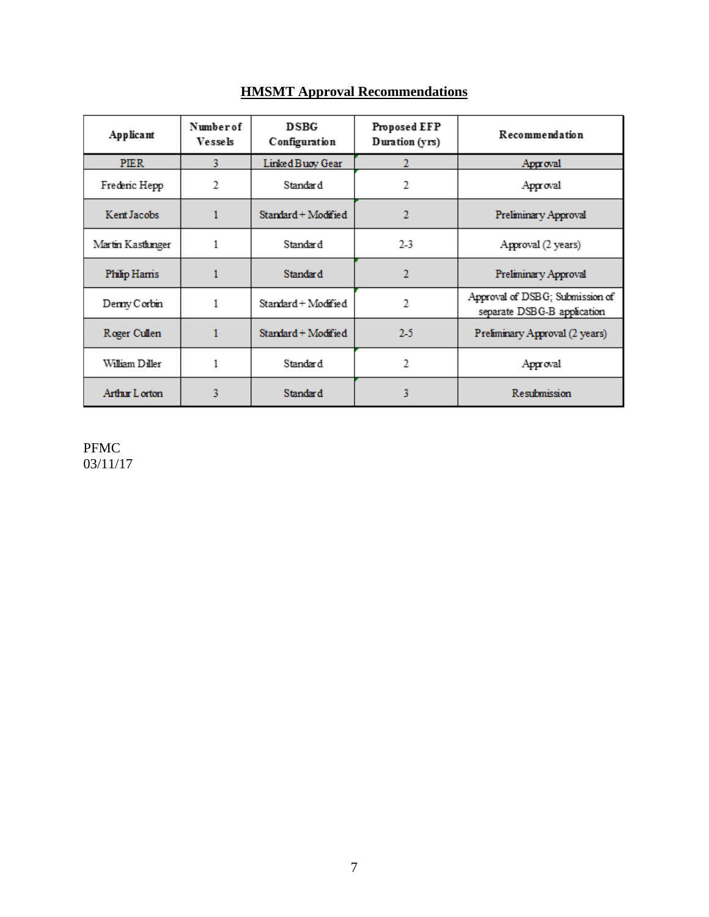## HMSMT Approval Recommendations

| Applicant | Number of Vessels | DSBG Configuration | Proposed EFP Duration (yrs) | Recommendation |
|---|---|---|---|---|
| PIER | 3 | Linked Buoy Gear | 2 | Approval |
| Frederic Hepp | 2 | Standard | 2 | Approval |
| Kent Jacobs | 1 | Standard + Modified | 2 | Preliminary Approval |
| Martin Kastlunger | 1 | Standard | 2-3 | Approval (2 years) |
| Philip Harris | 1 | Standard | 2 | Preliminary Approval |
| Denny Corbin | 1 | Standard + Modified | 2 | Approval of DSBG; Submission of separate DSBG-B application |
| Roger Cullen | 1 | Standard + Modified | 2-5 | Preliminary Approval (2 years) |
| William Diller | 1 | Standard | 2 | Approval |
| Arthur Lorton | 3 | Standard | 3 | Resubmission |

PFMC
03/11/17